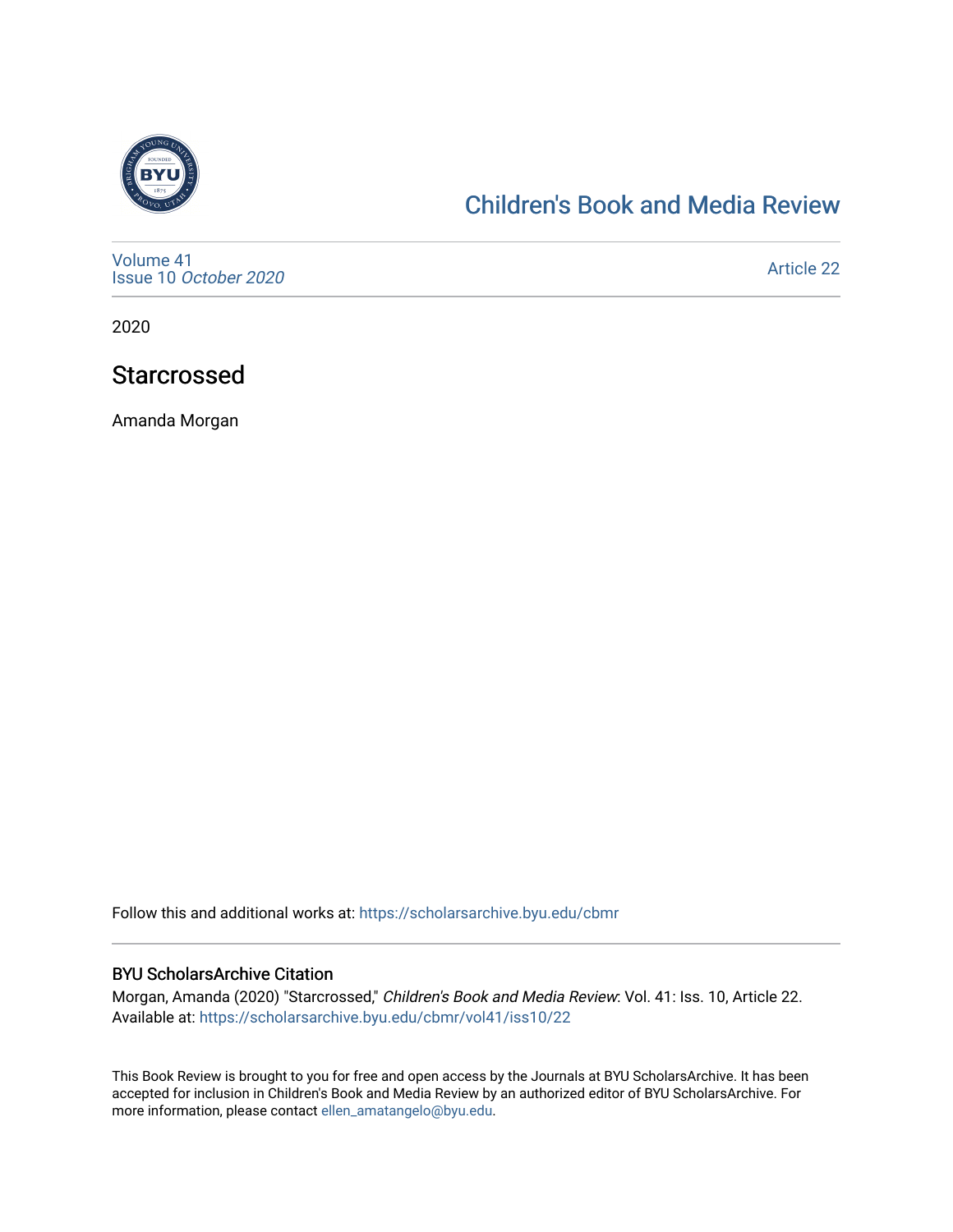# Children's Book and Media Review

Volume 41
Issue 10 *October 2020*

Article 22

2020

## Starcrossed

Amanda Morgan

Follow this and additional works at: https://scholarsarchive.byu.edu/cbmr

### BYU ScholarsArchive Citation

Morgan, Amanda (2020) "Starcrossed," *Children's Book and Media Review*: Vol. 41: Iss. 10, Article 22.
Available at: https://scholarsarchive.byu.edu/cbmr/vol41/iss10/22

This Book Review is brought to you for free and open access by the Journals at BYU ScholarsArchive. It has been accepted for inclusion in Children's Book and Media Review by an authorized editor of BYU ScholarsArchive. For more information, please contact ellen_amatangelo@byu.edu.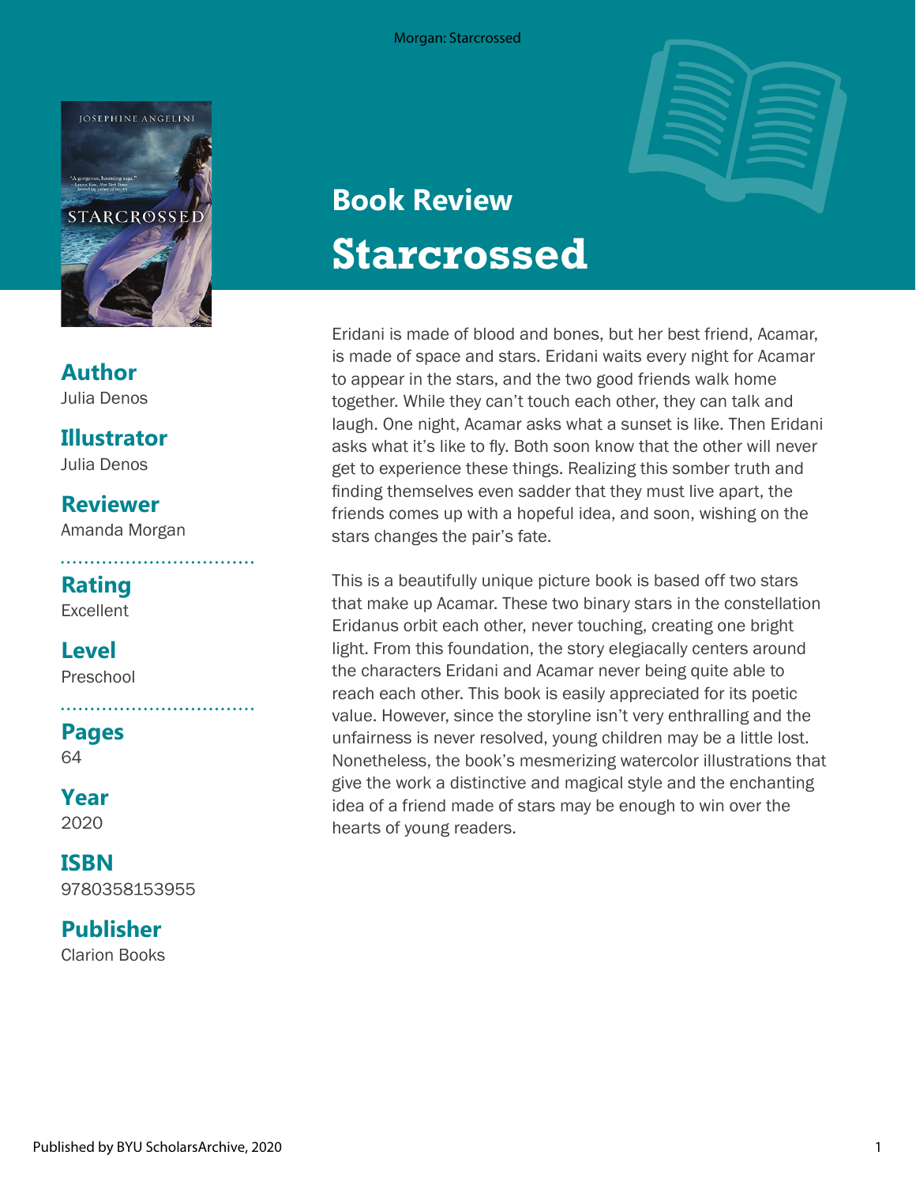# Book Review

# Starcrossed

**Author**
Julia Denos

**Illustrator**
Julia Denos

**Reviewer**
Amanda Morgan

**Rating**
Excellent

**Level**
Preschool

**Pages**
64

**Year**
2020

**ISBN**
9780358153955

**Publisher**
Clarion Books

Eridani is made of blood and bones, but her best friend, Acamar, is made of space and stars. Eridani waits every night for Acamar to appear in the stars, and the two good friends walk home together. While they can't touch each other, they can talk and laugh. One night, Acamar asks what a sunset is like. Then Eridani asks what it's like to fly. Both soon know that the other will never get to experience these things. Realizing this somber truth and finding themselves even sadder that they must live apart, the friends comes up with a hopeful idea, and soon, wishing on the stars changes the pair's fate.

This is a beautifully unique picture book is based off two stars that make up Acamar. These two binary stars in the constellation Eridanus orbit each other, never touching, creating one bright light. From this foundation, the story elegiacally centers around the characters Eridani and Acamar never being quite able to reach each other. This book is easily appreciated for its poetic value. However, since the storyline isn't very enthralling and the unfairness is never resolved, young children may be a little lost. Nonetheless, the book's mesmerizing watercolor illustrations that give the work a distinctive and magical style and the enchanting idea of a friend made of stars may be enough to win over the hearts of young readers.